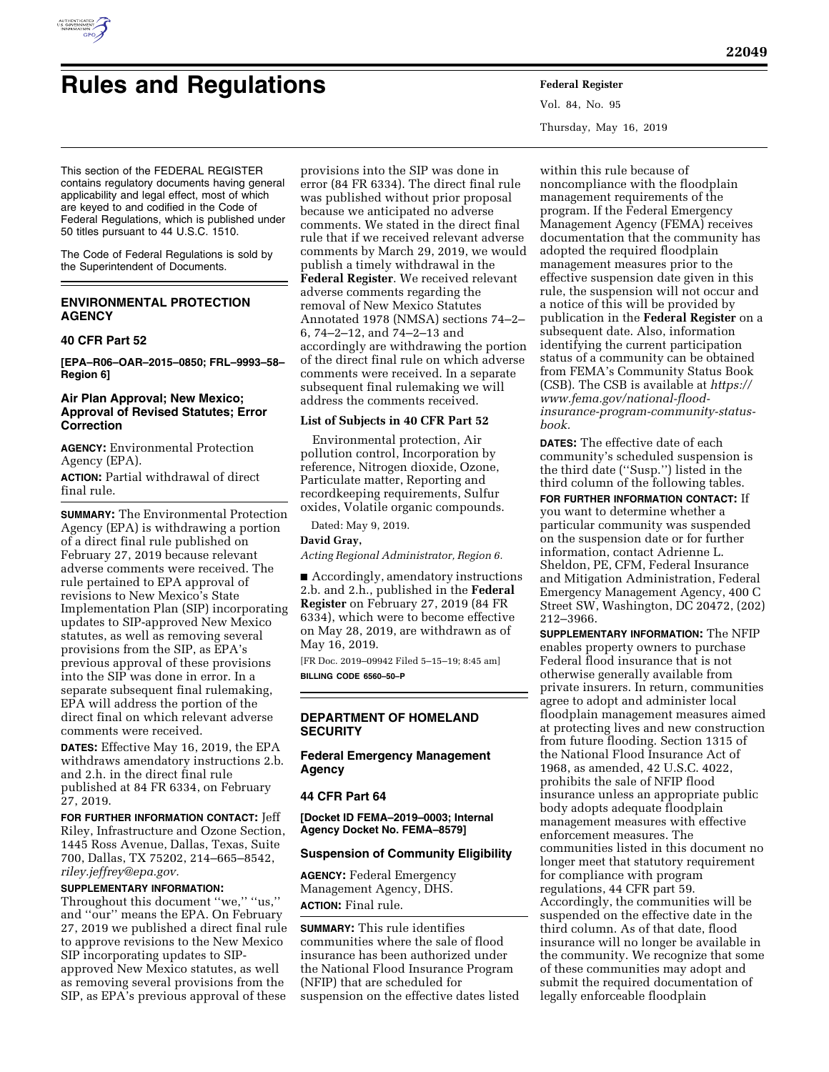# Rules and Regulations

This section of the FEDERAL REGISTER contains regulatory documents having general applicability and legal effect, most of which are keyed to and codified in the Code of Federal Regulations, which is published under 50 titles pursuant to 44 U.S.C. 1510.

The Code of Federal Regulations is sold by the Superintendent of Documents.

## ENVIRONMENTAL PROTECTION AGENCY

### 40 CFR Part 52

**[EPA–R06–OAR–2015–0850; FRL–9993–58–Region 6]**

### Air Plan Approval; New Mexico; Approval of Revised Statutes; Error Correction

**AGENCY:** Environmental Protection Agency (EPA).

**ACTION:** Partial withdrawal of direct final rule.

**SUMMARY:** The Environmental Protection Agency (EPA) is withdrawing a portion of a direct final rule published on February 27, 2019 because relevant adverse comments were received. The rule pertained to EPA approval of revisions to New Mexico's State Implementation Plan (SIP) incorporating updates to SIP-approved New Mexico statutes, as well as removing several provisions from the SIP, as EPA's previous approval of these provisions into the SIP was done in error. In a separate subsequent final rulemaking, EPA will address the portion of the direct final on which relevant adverse comments were received.

**DATES:** Effective May 16, 2019, the EPA withdraws amendatory instructions 2.b. and 2.h. in the direct final rule published at 84 FR 6334, on February 27, 2019.

**FOR FURTHER INFORMATION CONTACT:** Jeff Riley, Infrastructure and Ozone Section, 1445 Ross Avenue, Dallas, Texas, Suite 700, Dallas, TX 75202, 214–665–8542, *riley.jeffrey@epa.gov.*

**SUPPLEMENTARY INFORMATION:** Throughout this document ''we,'' ''us,'' and ''our'' means the EPA. On February 27, 2019 we published a direct final rule to approve revisions to the New Mexico SIP incorporating updates to SIP-approved New Mexico statutes, as well as removing several provisions from the SIP, as EPA's previous approval of these provisions into the SIP was done in error (84 FR 6334). The direct final rule was published without prior proposal because we anticipated no adverse comments. We stated in the direct final rule that if we received relevant adverse comments by March 29, 2019, we would publish a timely withdrawal in the **Federal Register**. We received relevant adverse comments regarding the removal of New Mexico Statutes Annotated 1978 (NMSA) sections 74–2–6, 74–2–12, and 74–2–13 and accordingly are withdrawing the portion of the direct final rule on which adverse comments were received. In a separate subsequent final rulemaking we will address the comments received.

#### List of Subjects in 40 CFR Part 52

Environmental protection, Air pollution control, Incorporation by reference, Nitrogen dioxide, Ozone, Particulate matter, Reporting and recordkeeping requirements, Sulfur oxides, Volatile organic compounds.

Dated: May 9, 2019.

**David Gray,**

*Acting Regional Administrator, Region 6.*

■ Accordingly, amendatory instructions 2.b. and 2.h., published in the **Federal Register** on February 27, 2019 (84 FR 6334), which were to become effective on May 28, 2019, are withdrawn as of May 16, 2019.

[FR Doc. 2019–09942 Filed 5–15–19; 8:45 am]

**BILLING CODE 6560–50–P**

## DEPARTMENT OF HOMELAND SECURITY

### Federal Emergency Management Agency

### 44 CFR Part 64

**[Docket ID FEMA–2019–0003; Internal Agency Docket No. FEMA–8579]**

### Suspension of Community Eligibility

**AGENCY:** Federal Emergency Management Agency, DHS.

**ACTION:** Final rule.

**SUMMARY:** This rule identifies communities where the sale of flood insurance has been authorized under the National Flood Insurance Program (NFIP) that are scheduled for suspension on the effective dates listed within this rule because of noncompliance with the floodplain management requirements of the program. If the Federal Emergency Management Agency (FEMA) receives documentation that the community has adopted the required floodplain management measures prior to the effective suspension date given in this rule, the suspension will not occur and a notice of this will be provided by publication in the **Federal Register** on a subsequent date. Also, information identifying the current participation status of a community can be obtained from FEMA's Community Status Book (CSB). The CSB is available at *https://www.fema.gov/national-flood-insurance-program-community-status-book.*

**DATES:** The effective date of each community's scheduled suspension is the third date (''Susp.'') listed in the third column of the following tables.

**FOR FURTHER INFORMATION CONTACT:** If you want to determine whether a particular community was suspended on the suspension date or for further information, contact Adrienne L. Sheldon, PE, CFM, Federal Insurance and Mitigation Administration, Federal Emergency Management Agency, 400 C Street SW, Washington, DC 20472, (202) 212–3966.

**SUPPLEMENTARY INFORMATION:** The NFIP enables property owners to purchase Federal flood insurance that is not otherwise generally available from private insurers. In return, communities agree to adopt and administer local floodplain management measures aimed at protecting lives and new construction from future flooding. Section 1315 of the National Flood Insurance Act of 1968, as amended, 42 U.S.C. 4022, prohibits the sale of NFIP flood insurance unless an appropriate public body adopts adequate floodplain management measures with effective enforcement measures. The communities listed in this document no longer meet that statutory requirement for compliance with program regulations, 44 CFR part 59. Accordingly, the communities will be suspended on the effective date in the third column. As of that date, flood insurance will no longer be available in the community. We recognize that some of these communities may adopt and submit the required documentation of legally enforceable floodplain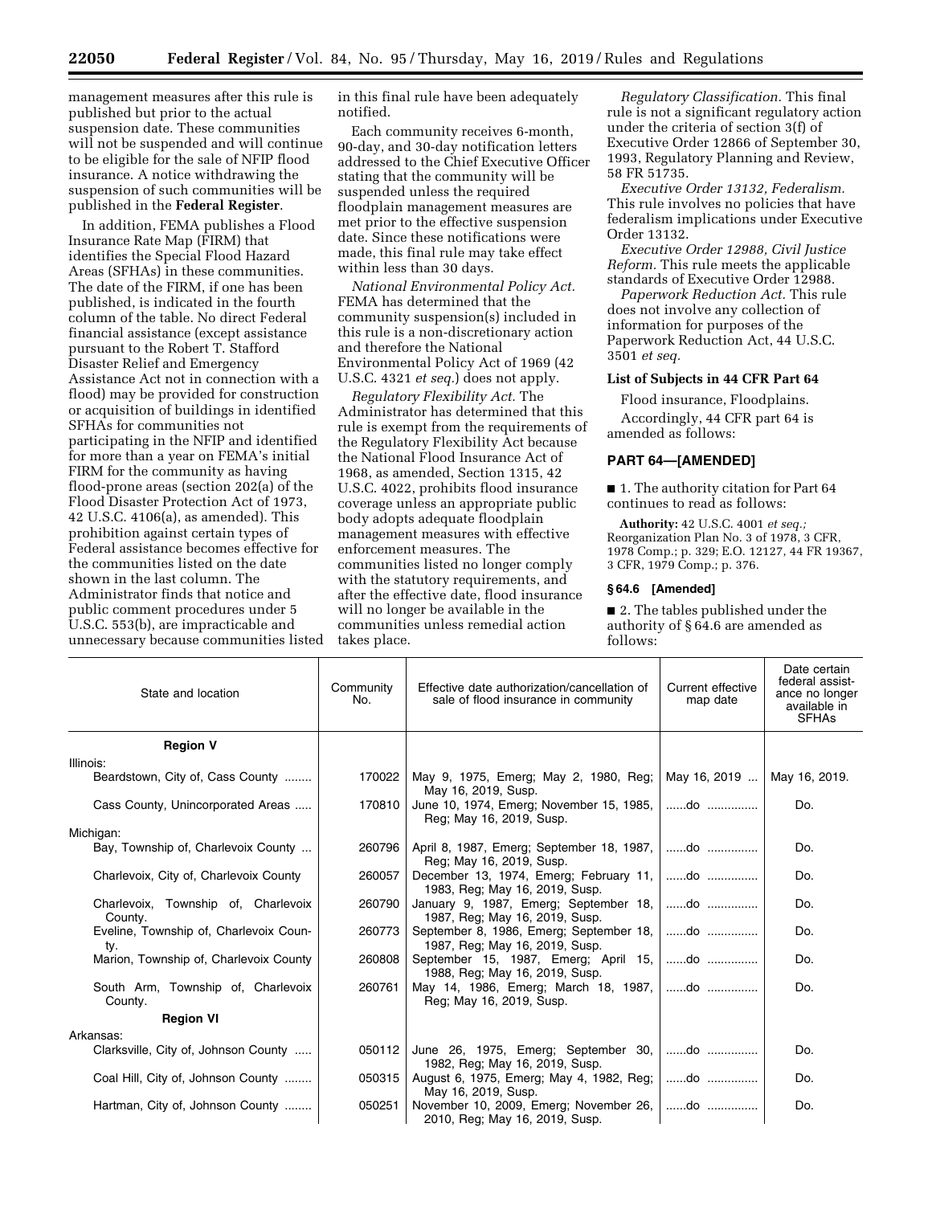management measures after this rule is published but prior to the actual suspension date. These communities will not be suspended and will continue to be eligible for the sale of NFIP flood insurance. A notice withdrawing the suspension of such communities will be published in the **Federal Register**.

In addition, FEMA publishes a Flood Insurance Rate Map (FIRM) that identifies the Special Flood Hazard Areas (SFHAs) in these communities. The date of the FIRM, if one has been published, is indicated in the fourth column of the table. No direct Federal financial assistance (except assistance pursuant to the Robert T. Stafford Disaster Relief and Emergency Assistance Act not in connection with a flood) may be provided for construction or acquisition of buildings in identified SFHAs for communities not participating in the NFIP and identified for more than a year on FEMA's initial FIRM for the community as having flood-prone areas (section 202(a) of the Flood Disaster Protection Act of 1973, 42 U.S.C. 4106(a), as amended). This prohibition against certain types of Federal assistance becomes effective for the communities listed on the date shown in the last column. The Administrator finds that notice and public comment procedures under 5 U.S.C. 553(b), are impracticable and unnecessary because communities listed in this final rule have been adequately notified.

Each community receives 6-month, 90-day, and 30-day notification letters addressed to the Chief Executive Officer stating that the community will be suspended unless the required floodplain management measures are met prior to the effective suspension date. Since these notifications were made, this final rule may take effect within less than 30 days.

*National Environmental Policy Act.* FEMA has determined that the community suspension(s) included in this rule is a non-discretionary action and therefore the National Environmental Policy Act of 1969 (42 U.S.C. 4321 *et seq.*) does not apply.

*Regulatory Flexibility Act.* The Administrator has determined that this rule is exempt from the requirements of the Regulatory Flexibility Act because the National Flood Insurance Act of 1968, as amended, Section 1315, 42 U.S.C. 4022, prohibits flood insurance coverage unless an appropriate public body adopts adequate floodplain management measures with effective enforcement measures. The communities listed no longer comply with the statutory requirements, and after the effective date, flood insurance will no longer be available in the communities unless remedial action takes place.

*Regulatory Classification.* This final rule is not a significant regulatory action under the criteria of section 3(f) of Executive Order 12866 of September 30, 1993, Regulatory Planning and Review, 58 FR 51735.

*Executive Order 13132, Federalism.* This rule involves no policies that have federalism implications under Executive Order 13132.

*Executive Order 12988, Civil Justice Reform.* This rule meets the applicable standards of Executive Order 12988.

*Paperwork Reduction Act.* This rule does not involve any collection of information for purposes of the Paperwork Reduction Act, 44 U.S.C. 3501 *et seq.*

### List of Subjects in 44 CFR Part 64

Flood insurance, Floodplains.

Accordingly, 44 CFR part 64 is amended as follows:

## PART 64—[AMENDED]

■ 1. The authority citation for Part 64 continues to read as follows:

**Authority:** 42 U.S.C. 4001 *et seq.*; Reorganization Plan No. 3 of 1978, 3 CFR, 1978 Comp.; p. 329; E.O. 12127, 44 FR 19367, 3 CFR, 1979 Comp.; p. 376.

### § 64.6 [Amended]

■ 2. The tables published under the authority of § 64.6 are amended as follows:

| State and location | Community No. | Effective date authorization/cancellation of sale of flood insurance in community | Current effective map date | Date certain federal assistance no longer available in SFHAs |
|---|---|---|---|---|
| **Region V** | | | | |
| Illinois: | | | | |
| Beardstown, City of, Cass County | 170022 | May 9, 1975, Emerg; May 2, 1980, Reg; May 16, 2019, Susp. | May 16, 2019 | May 16, 2019. |
| Cass County, Unincorporated Areas | 170810 | June 10, 1974, Emerg; November 15, 1985, Reg; May 16, 2019, Susp. | ......do | Do. |
| Michigan: | | | | |
| Bay, Township of, Charlevoix County | 260796 | April 8, 1987, Emerg; September 18, 1987, Reg; May 16, 2019, Susp. | ......do | Do. |
| Charlevoix, City of, Charlevoix County | 260057 | December 13, 1974, Emerg; February 11, 1983, Reg; May 16, 2019, Susp. | ......do | Do. |
| Charlevoix, Township of, Charlevoix County. | 260790 | January 9, 1987, Emerg; September 18, 1987, Reg; May 16, 2019, Susp. | ......do | Do. |
| Eveline, Township of, Charlevoix County. | 260773 | September 8, 1986, Emerg; September 18, 1987, Reg; May 16, 2019, Susp. | ......do | Do. |
| Marion, Township of, Charlevoix County | 260808 | September 15, 1987, Emerg; April 15, 1988, Reg; May 16, 2019, Susp. | ......do | Do. |
| South Arm, Township of, Charlevoix County. | 260761 | May 14, 1986, Emerg; March 18, 1987, Reg; May 16, 2019, Susp. | ......do | Do. |
| **Region VI** | | | | |
| Arkansas: | | | | |
| Clarksville, City of, Johnson County | 050112 | June 26, 1975, Emerg; September 30, 1982, Reg; May 16, 2019, Susp. | ......do | Do. |
| Coal Hill, City of, Johnson County | 050315 | August 6, 1975, Emerg; May 4, 1982, Reg; May 16, 2019, Susp. | ......do | Do. |
| Hartman, City of, Johnson County | 050251 | November 10, 2009, Emerg; November 26, 2010, Reg; May 16, 2019, Susp. | ......do | Do. |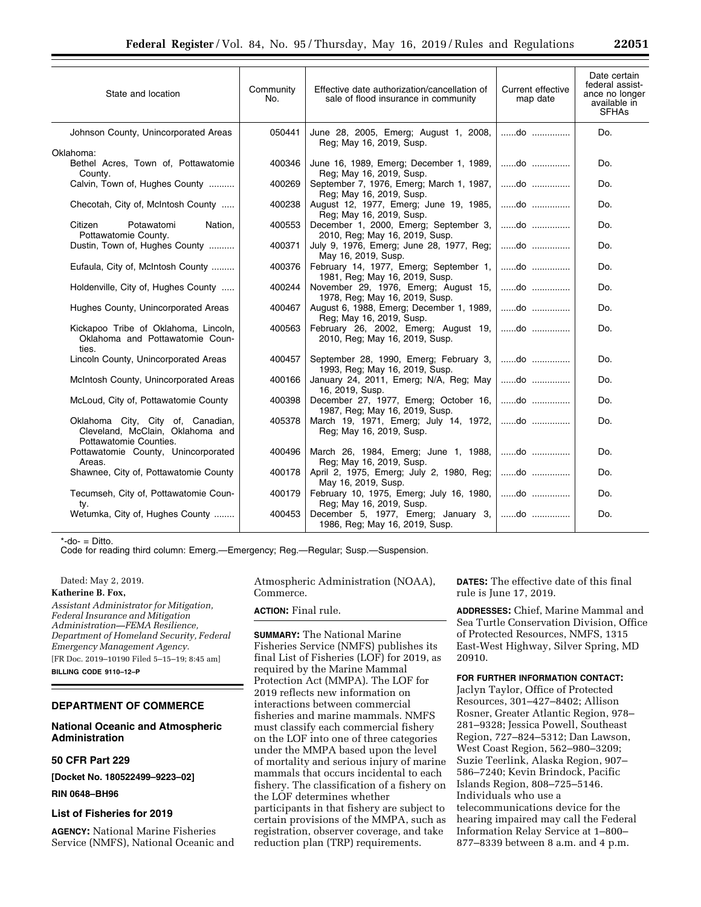| State and location | Community No. | Effective date authorization/cancellation of sale of flood insurance in community | Current effective map date | Date certain federal assistance no longer available in SFHAs |
|---|---|---|---|---|
| Johnson County, Unincorporated Areas | 050441 | June 28, 2005, Emerg; August 1, 2008, Reg; May 16, 2019, Susp. | ......do ............... | Do. |
| Oklahoma: | | | | |
| Bethel Acres, Town of, Pottawatomie County. | 400346 | June 16, 1989, Emerg; December 1, 1989, Reg; May 16, 2019, Susp. | ......do ............... | Do. |
| Calvin, Town of, Hughes County .......... | 400269 | September 7, 1976, Emerg; March 1, 1987, Reg; May 16, 2019, Susp. | ......do ............... | Do. |
| Checotah, City of, McIntosh County ..... | 400238 | August 12, 1977, Emerg; June 19, 1985, Reg; May 16, 2019, Susp. | ......do ............... | Do. |
| Citizen Potawatomi Nation, Pottawatomie County. | 400553 | December 1, 2000, Emerg; September 3, 2010, Reg; May 16, 2019, Susp. | ......do ............... | Do. |
| Dustin, Town of, Hughes County .......... | 400371 | July 9, 1976, Emerg; June 28, 1977, Reg; May 16, 2019, Susp. | ......do ............... | Do. |
| Eufaula, City of, McIntosh County ......... | 400376 | February 14, 1977, Emerg; September 1, 1981, Reg; May 16, 2019, Susp. | ......do ............... | Do. |
| Holdenville, City of, Hughes County ..... | 400244 | November 29, 1976, Emerg; August 15, 1978, Reg; May 16, 2019, Susp. | ......do ............... | Do. |
| Hughes County, Unincorporated Areas | 400467 | August 6, 1988, Emerg; December 1, 1989, Reg; May 16, 2019, Susp. | ......do ............... | Do. |
| Kickapoo Tribe of Oklahoma, Lincoln, Oklahoma and Pottawatomie Counties. | 400563 | February 26, 2002, Emerg; August 19, 2010, Reg; May 16, 2019, Susp. | ......do ............... | Do. |
| Lincoln County, Unincorporated Areas | 400457 | September 28, 1990, Emerg; February 3, 1993, Reg; May 16, 2019, Susp. | ......do ............... | Do. |
| McIntosh County, Unincorporated Areas | 400166 | January 24, 2011, Emerg; N/A, Reg; May 16, 2019, Susp. | ......do ............... | Do. |
| McLoud, City of, Pottawatomie County | 400398 | December 27, 1977, Emerg; October 16, 1987, Reg; May 16, 2019, Susp. | ......do ............... | Do. |
| Oklahoma City, City of, Canadian, Cleveland, McClain, Oklahoma and Pottawatomie Counties. | 405378 | March 19, 1971, Emerg; July 14, 1972, Reg; May 16, 2019, Susp. | ......do ............... | Do. |
| Pottawatomie County, Unincorporated Areas. | 400496 | March 26, 1984, Emerg; June 1, 1988, Reg; May 16, 2019, Susp. | ......do ............... | Do. |
| Shawnee, City of, Pottawatomie County | 400178 | April 2, 1975, Emerg; July 2, 1980, Reg; May 16, 2019, Susp. | ......do ............... | Do. |
| Tecumseh, City of, Pottawatomie County. | 400179 | February 10, 1975, Emerg; July 16, 1980, Reg; May 16, 2019, Susp. | ......do ............... | Do. |
| Wetumka, City of, Hughes County ........ | 400453 | December 5, 1977, Emerg; January 3, 1986, Reg; May 16, 2019, Susp. | ......do ............... | Do. |

*-do- = Ditto.

Code for reading third column: Emerg.—Emergency; Reg.—Regular; Susp.—Suspension.

Dated: May 2, 2019.

**Katherine B. Fox,**

*Assistant Administrator for Mitigation, Federal Insurance and Mitigation Administration—FEMA Resilience, Department of Homeland Security, Federal Emergency Management Agency.*

[FR Doc. 2019–10190 Filed 5–15–19; 8:45 am]

**BILLING CODE 9110–12–P**

## DEPARTMENT OF COMMERCE

### National Oceanic and Atmospheric Administration

### 50 CFR Part 229

**[Docket No. 180522499–9223–02]**

**RIN 0648–BH96**

### List of Fisheries for 2019

**AGENCY:** National Marine Fisheries Service (NMFS), National Oceanic and Atmospheric Administration (NOAA), Commerce.

**ACTION:** Final rule.

**SUMMARY:** The National Marine Fisheries Service (NMFS) publishes its final List of Fisheries (LOF) for 2019, as required by the Marine Mammal Protection Act (MMPA). The LOF for 2019 reflects new information on interactions between commercial fisheries and marine mammals. NMFS must classify each commercial fishery on the LOF into one of three categories under the MMPA based upon the level of mortality and serious injury of marine mammals that occurs incidental to each fishery. The classification of a fishery on the LOF determines whether participants in that fishery are subject to certain provisions of the MMPA, such as registration, observer coverage, and take reduction plan (TRP) requirements.

**DATES:** The effective date of this final rule is June 17, 2019.

**ADDRESSES:** Chief, Marine Mammal and Sea Turtle Conservation Division, Office of Protected Resources, NMFS, 1315 East-West Highway, Silver Spring, MD 20910.

**FOR FURTHER INFORMATION CONTACT:** Jaclyn Taylor, Office of Protected Resources, 301–427–8402; Allison Rosner, Greater Atlantic Region, 978–281–9328; Jessica Powell, Southeast Region, 727–824–5312; Dan Lawson, West Coast Region, 562–980–3209; Suzie Teerlink, Alaska Region, 907–586–7240; Kevin Brindock, Pacific Islands Region, 808–725–5146. Individuals who use a telecommunications device for the hearing impaired may call the Federal Information Relay Service at 1–800–877–8339 between 8 a.m. and 4 p.m.